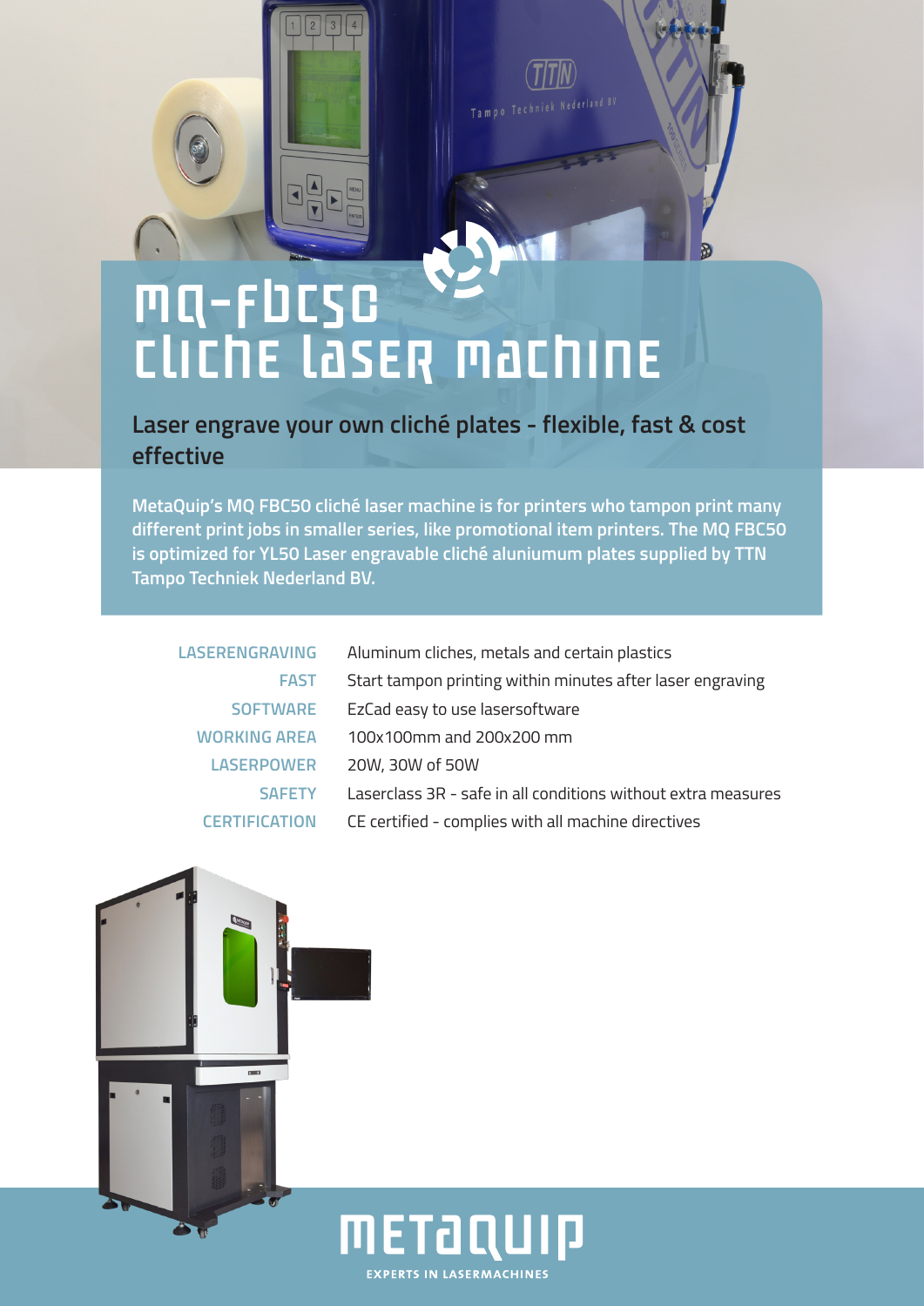# MQ-FBC50 CLICHE LASER MACHINE

## Laser engrave your own cliché plates - flexible, fast & cost effective

**MetaQuip's MQ FBC50 cliché laser machine is for printers who tampon print many different print jobs in smaller series, like promotional item printers. The MQ FBC50 is optimized for YL50 Laser engravable cliché aluniumum plates supplied by TTN Tampo Techniek Nederland BV.**

| | |
|---|---|
| LASERENGRAVING | Aluminum cliches, metals and certain plastics |
| FAST | Start tampon printing within minutes after laser engraving |
| SOFTWARE | EzCad easy to use lasersoftware |
| WORKING AREA | 100x100mm and 200x200 mm |
| LASERPOWER | 20W, 30W of 50W |
| SAFETY | Laserclass 3R - safe in all conditions without extra measures |
| CERTIFICATION | CE certified - complies with all machine directives |

METAQUIP

EXPERTS IN LASERMACHINES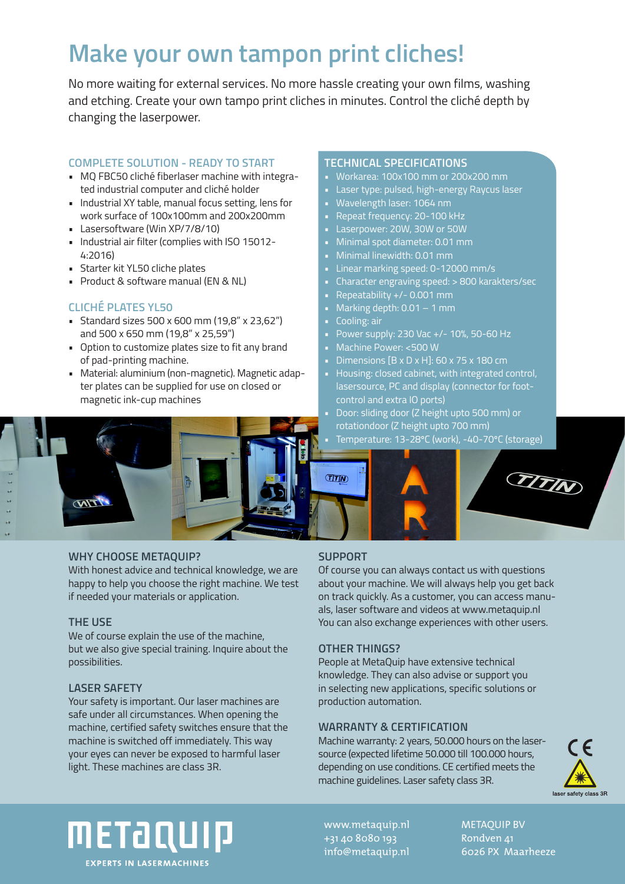# Make your own tampon print cliches!

No more waiting for external services. No more hassle creating your own films, washing and etching. Create your own tampo print cliches in minutes. Control the cliché depth by changing the laserpower.

## COMPLETE SOLUTION - READY TO START

- MQ FBC50 cliché fiberlaser machine with integrated industrial computer and cliché holder
- Industrial XY table, manual focus setting, lens for work surface of 100x100mm and 200x200mm
- Lasersoftware (Win XP/7/8/10)
- Industrial air filter (complies with ISO 15012-4:2016)
- Starter kit YL50 cliche plates
- Product & software manual (EN & NL)

## CLICHÉ PLATES YL50

- Standard sizes 500 x 600 mm (19,8" x 23,62") and 500 x 650 mm (19,8" x 25,59")
- Option to customize plates size to fit any brand of pad-printing machine.
- Material: aluminium (non-magnetic). Magnetic adapter plates can be supplied for use on closed or magnetic ink-cup machines

## TECHNICAL SPECIFICATIONS

- Workarea: 100x100 mm or 200x200 mm
- Laser type: pulsed, high-energy Raycus laser
- Wavelength laser: 1064 nm
- Repeat frequency: 20-100 kHz
- Laserpower: 20W, 30W or 50W
- Minimal spot diameter: 0.01 mm
- Minimal linewidth: 0.01 mm
- Linear marking speed: 0-12000 mm/s
- Character engraving speed: > 800 karakters/sec
- Repeatability +/- 0.001 mm
- Marking depth: 0.01 – 1 mm
- Cooling: air
- Power supply: 230 Vac +/- 10%, 50-60 Hz
- Machine Power: <500 W
- Dimensions [B x D x H]: 60 x 75 x 180 cm
- Housing: closed cabinet, with integrated control, lasersource, PC and display (connector for foot-control and extra IO ports)
- Door: sliding door (Z height upto 500 mm) or rotationdoor (Z height upto 700 mm)
- Temperature: 13-28°C (work), -40-70°C (storage)

## WHY CHOOSE METAQUIP?

With honest advice and technical knowledge, we are happy to help you choose the right machine. We test if needed your materials or application.

## THE USE

We of course explain the use of the machine, but we also give special training. Inquire about the possibilities.

## LASER SAFETY

Your safety is important. Our laser machines are safe under all circumstances. When opening the machine, certified safety switches ensure that the machine is switched off immediately. This way your eyes can never be exposed to harmful laser light. These machines are class 3R.

## SUPPORT

Of course you can always contact us with questions about your machine. We will always help you get back on track quickly. As a customer, you can access manuals, laser software and videos at www.metaquip.nl You can also exchange experiences with other users.

## OTHER THINGS?

People at MetaQuip have extensive technical knowledge. They can also advise or support you in selecting new applications, specific solutions or production automation.

## WARRANTY & CERTIFICATION

Machine warranty: 2 years, 50.000 hours on the lasersource (expected lifetime 50.000 till 100.000 hours, depending on use conditions. CE certified meets the machine guidelines. Laser safety class 3R.

laser safety class 3R

METAQUIP
EXPERTS IN LASERMACHINES

www.metaquip.nl
+31 40 8080 193
info@metaquip.nl

METAQUIP BV
Rondven 41
6026 PX Maarheeze